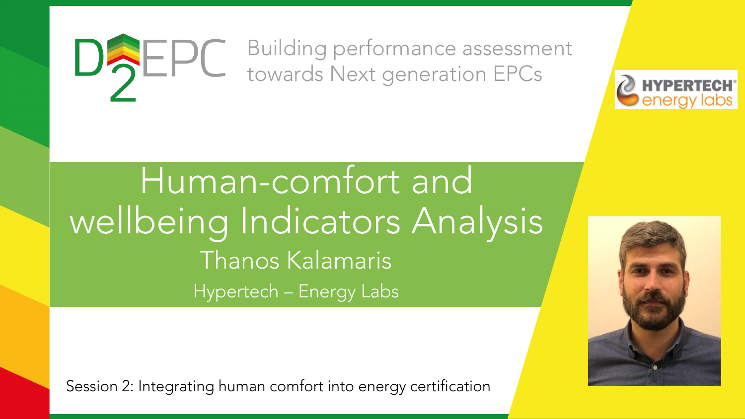D2EPC Building performance assessment towards Next generation EPCs

HYPERTECH energy labs

# Human-comfort and wellbeing Indicators Analysis

Thanos Kalamaris

Hypertech – Energy Labs

Session 2: Integrating human comfort into energy certification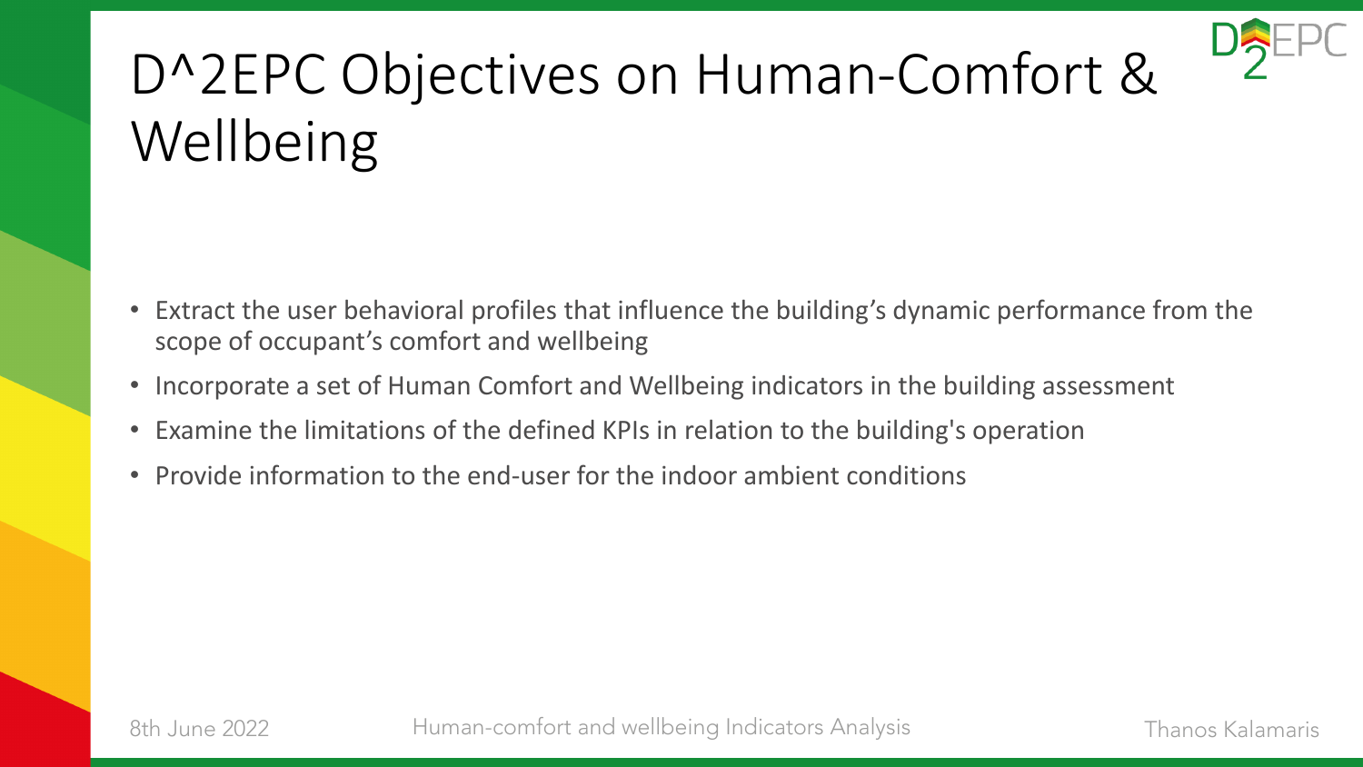# D^2EPC Objectives on Human-Comfort & Wellbeing

- Extract the user behavioral profiles that influence the building’s dynamic performance from the scope of occupant’s comfort and wellbeing
- Incorporate a set of Human Comfort and Wellbeing indicators in the building assessment
- Examine the limitations of the defined KPIs in relation to the building's operation
- Provide information to the end-user for the indoor ambient conditions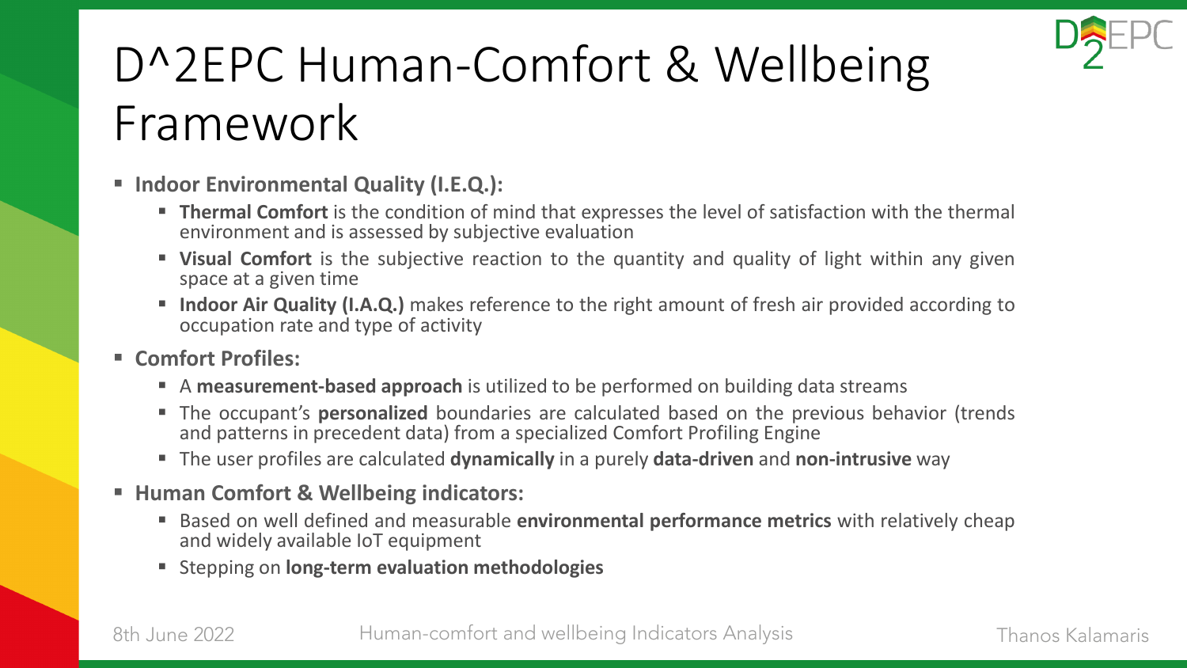# D^2EPC Human-Comfort & Wellbeing Framework

- **Indoor Environmental Quality (I.E.Q.):**
  - **Thermal Comfort** is the condition of mind that expresses the level of satisfaction with the thermal environment and is assessed by subjective evaluation
  - **Visual Comfort** is the subjective reaction to the quantity and quality of light within any given space at a given time
  - **Indoor Air Quality (I.A.Q.)** makes reference to the right amount of fresh air provided according to occupation rate and type of activity
- **Comfort Profiles:**
  - A **measurement-based approach** is utilized to be performed on building data streams
  - The occupant's **personalized** boundaries are calculated based on the previous behavior (trends and patterns in precedent data) from a specialized Comfort Profiling Engine
  - The user profiles are calculated **dynamically** in a purely **data-driven** and **non-intrusive** way
- **Human Comfort & Wellbeing indicators:**
  - Based on well defined and measurable **environmental performance metrics** with relatively cheap and widely available IoT equipment
  - Stepping on **long-term evaluation methodologies**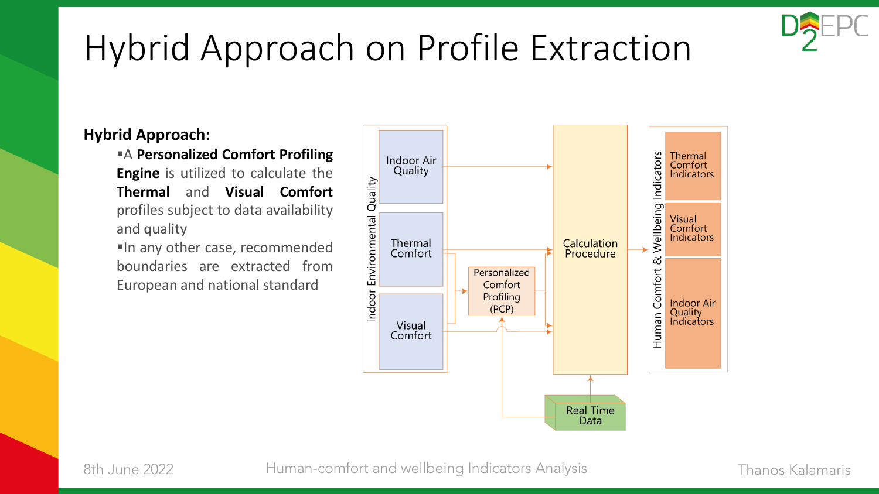# Hybrid Approach on Profile Extraction

**Hybrid Approach:**

- A **Personalized Comfort Profiling Engine** is utilized to calculate the **Thermal** and **Visual Comfort** profiles subject to data availability and quality
- In any other case, recommended boundaries are extracted from European and national standard

Indoor Environmental Quality

- Indoor Air Quality
- Thermal Comfort
- Visual Comfort

Personalized Comfort Profiling (PCP)

Calculation Procedure

Real Time Data

Human Comfort & Wellbeing Indicators

- Thermal Comfort Indicators
- Visual Comfort Indicators
- Indoor Air Quality Indicators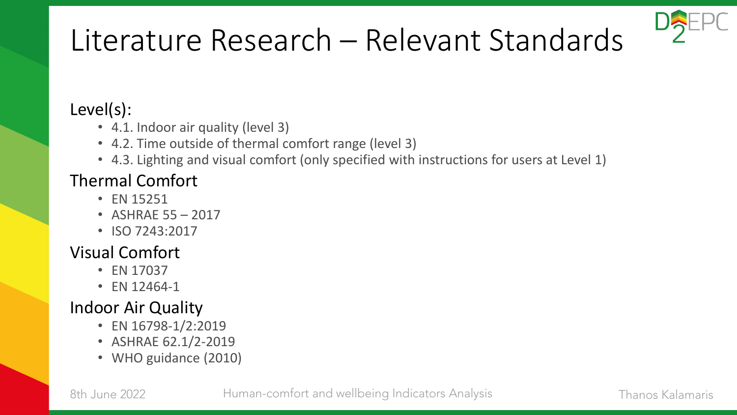# Literature Research – Relevant Standards

Level(s):

- 4.1. Indoor air quality (level 3)
- 4.2. Time outside of thermal comfort range (level 3)
- 4.3. Lighting and visual comfort (only specified with instructions for users at Level 1)

Thermal Comfort

- EN 15251
- ASHRAE 55 – 2017
- ISO 7243:2017

Visual Comfort

- EN 17037
- EN 12464-1

Indoor Air Quality

- EN 16798-1/2:2019
- ASHRAE 62.1/2-2019
- WHO guidance (2010)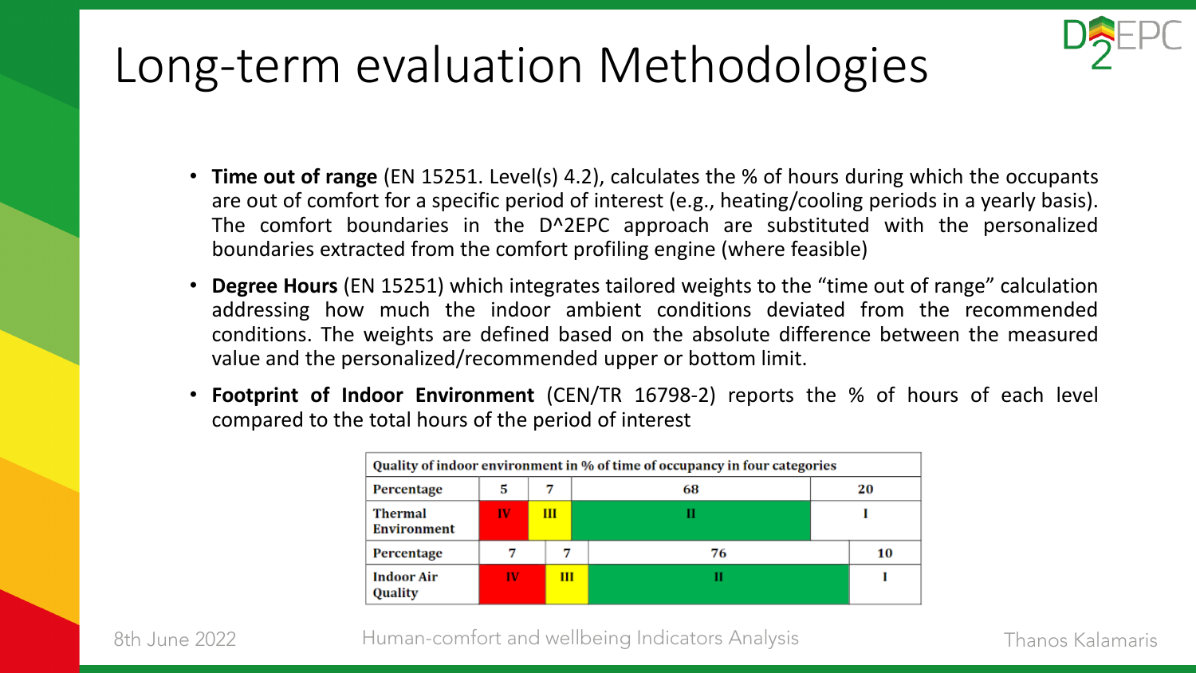# Long-term evaluation Methodologies

- **Time out of range** (EN 15251. Level(s) 4.2), calculates the % of hours during which the occupants are out of comfort for a specific period of interest (e.g., heating/cooling periods in a yearly basis). The comfort boundaries in the D^2EPC approach are substituted with the personalized boundaries extracted from the comfort profiling engine (where feasible)
- **Degree Hours** (EN 15251) which integrates tailored weights to the "time out of range" calculation addressing how much the indoor ambient conditions deviated from the recommended conditions. The weights are defined based on the absolute difference between the measured value and the personalized/recommended upper or bottom limit.
- **Footprint of Indoor Environment** (CEN/TR 16798-2) reports the % of hours of each level compared to the total hours of the period of interest

| Quality of indoor environment in % of time of occupancy in four categories | | | | |
|---|---|---|---|---|
| Percentage | 5 | 7 | 68 | 20 |
| Thermal Environment | IV | III | II | I |
| Percentage | 7 | 7 | 76 | 10 |
| Indoor Air Quality | IV | III | II | I |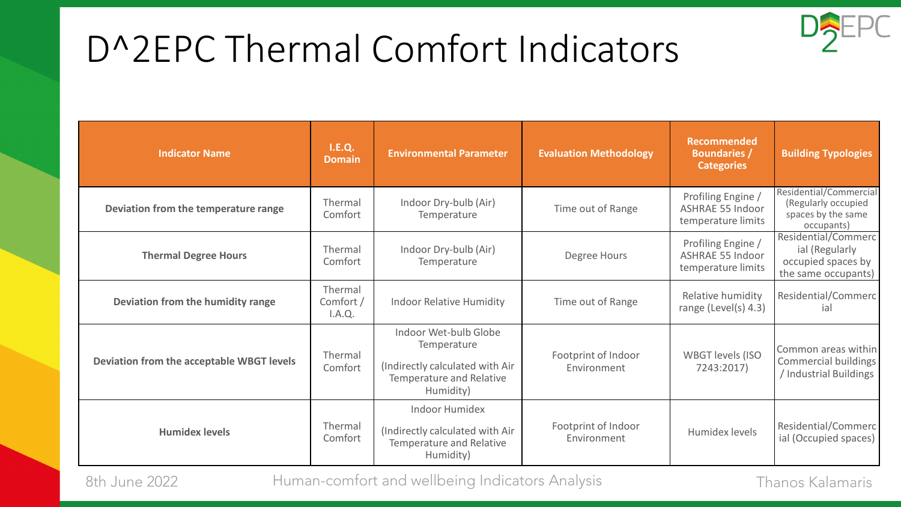# D^2EPC Thermal Comfort Indicators

| Indicator Name | I.E.Q. Domain | Environmental Parameter | Evaluation Methodology | Recommended Boundaries / Categories | Building Typologies |
|---|---|---|---|---|---|
| **Deviation from the temperature range** | Thermal Comfort | Indoor Dry-bulb (Air) Temperature | Time out of Range | Profiling Engine / ASHRAE 55 Indoor temperature limits | Residential/Commercial (Regularly occupied spaces by the same occupants) |
| **Thermal Degree Hours** | Thermal Comfort | Indoor Dry-bulb (Air) Temperature | Degree Hours | Profiling Engine / ASHRAE 55 Indoor temperature limits | Residential/Commercial (Regularly occupied spaces by the same occupants) |
| **Deviation from the humidity range** | Thermal Comfort / I.A.Q. | Indoor Relative Humidity | Time out of Range | Relative humidity range (Level(s) 4.3) | Residential/Commercial |
| **Deviation from the acceptable WBGT levels** | Thermal Comfort | Indoor Wet-bulb Globe Temperature (Indirectly calculated with Air Temperature and Relative Humidity) | Footprint of Indoor Environment | WBGT levels (ISO 7243:2017) | Common areas within Commercial buildings / Industrial Buildings |
| **Humidex levels** | Thermal Comfort | Indoor Humidex (Indirectly calculated with Air Temperature and Relative Humidity) | Footprint of Indoor Environment | Humidex levels | Residential/Commercial (Occupied spaces) |

8th June 2022 Human-comfort and wellbeing Indicators Analysis Thanos Kalamaris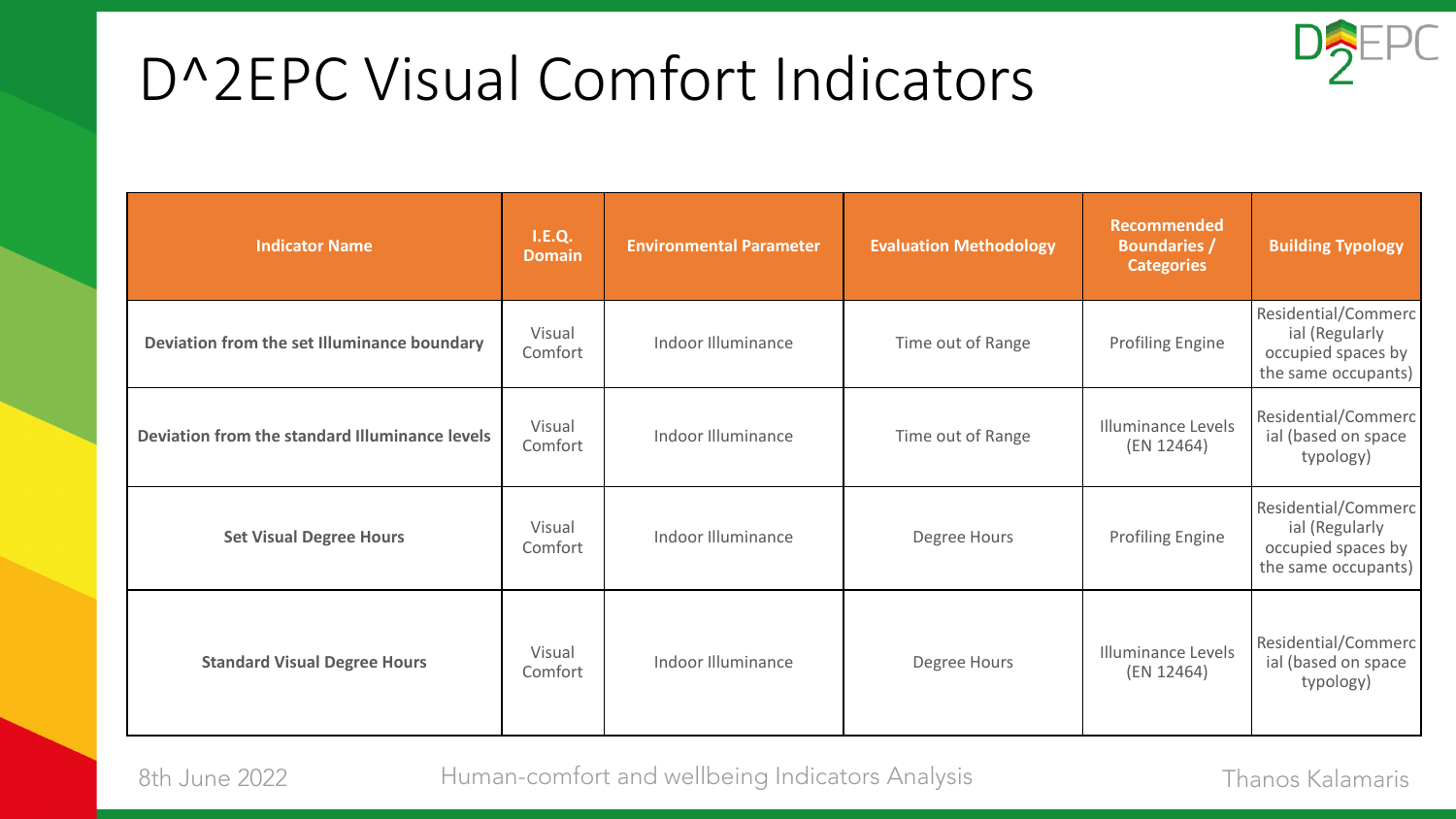# D^2EPC Visual Comfort Indicators

| Indicator Name | I.E.Q. Domain | Environmental Parameter | Evaluation Methodology | Recommended Boundaries / Categories | Building Typology |
|---|---|---|---|---|---|
| **Deviation from the set Illuminance boundary** | Visual Comfort | Indoor Illuminance | Time out of Range | Profiling Engine | Residential/Commercial (Regularly occupied spaces by the same occupants) |
| **Deviation from the standard Illuminance levels** | Visual Comfort | Indoor Illuminance | Time out of Range | Illuminance Levels (EN 12464) | Residential/Commercial (based on space typology) |
| **Set Visual Degree Hours** | Visual Comfort | Indoor Illuminance | Degree Hours | Profiling Engine | Residential/Commercial (Regularly occupied spaces by the same occupants) |
| **Standard Visual Degree Hours** | Visual Comfort | Indoor Illuminance | Degree Hours | Illuminance Levels (EN 12464) | Residential/Commercial (based on space typology) |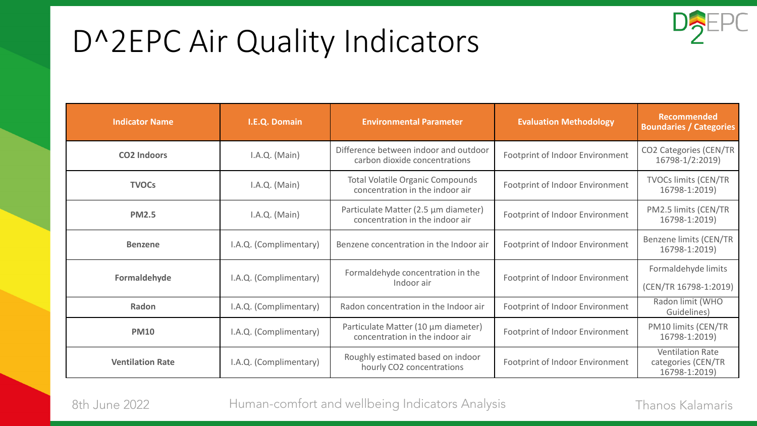# D^2EPC Air Quality Indicators

| Indicator Name | I.E.Q. Domain | Environmental Parameter | Evaluation Methodology | Recommended Boundaries / Categories |
|---|---|---|---|---|
| **$CO_2$ Indoors** | I.A.Q. (Main) | Difference between indoor and outdoor carbon dioxide concentrations | Footprint of Indoor Environment | $CO_2$ Categories (CEN/TR 16798-1/2:2019) |
| **TVOCs** | I.A.Q. (Main) | Total Volatile Organic Compounds concentration in the indoor air | Footprint of Indoor Environment | TVOCs limits (CEN/TR 16798-1:2019) |
| **PM2.5** | I.A.Q. (Main) | Particulate Matter (2.5 μm diameter) concentration in the indoor air | Footprint of Indoor Environment | PM2.5 limits (CEN/TR 16798-1:2019) |
| **Benzene** | I.A.Q. (Complimentary) | Benzene concentration in the Indoor air | Footprint of Indoor Environment | Benzene limits (CEN/TR 16798-1:2019) |
| **Formaldehyde** | I.A.Q. (Complimentary) | Formaldehyde concentration in the Indoor air | Footprint of Indoor Environment | Formaldehyde limits (CEN/TR 16798-1:2019) |
| **Radon** | I.A.Q. (Complimentary) | Radon concentration in the Indoor air | Footprint of Indoor Environment | Radon limit (WHO Guidelines) |
| **PM10** | I.A.Q. (Complimentary) | Particulate Matter (10 μm diameter) concentration in the indoor air | Footprint of Indoor Environment | PM10 limits (CEN/TR 16798-1:2019) |
| **Ventilation Rate** | I.A.Q. (Complimentary) | Roughly estimated based on indoor hourly $CO_2$ concentrations | Footprint of Indoor Environment | Ventilation Rate categories (CEN/TR 16798-1:2019) |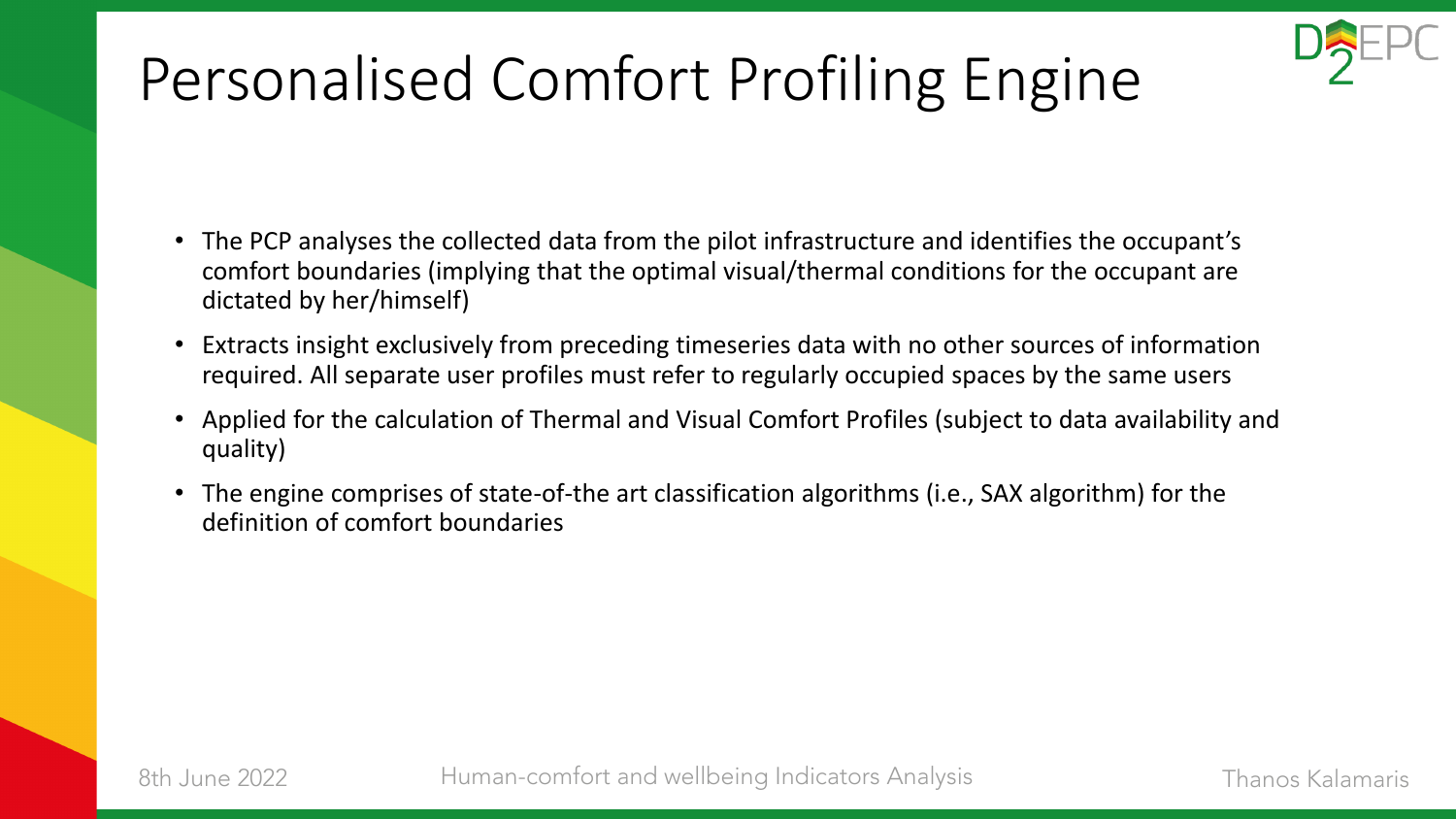# Personalised Comfort Profiling Engine

- The PCP analyses the collected data from the pilot infrastructure and identifies the occupant's comfort boundaries (implying that the optimal visual/thermal conditions for the occupant are dictated by her/himself)
- Extracts insight exclusively from preceding timeseries data with no other sources of information required. All separate user profiles must refer to regularly occupied spaces by the same users
- Applied for the calculation of Thermal and Visual Comfort Profiles (subject to data availability and quality)
- The engine comprises of state-of-the art classification algorithms (i.e., SAX algorithm) for the definition of comfort boundaries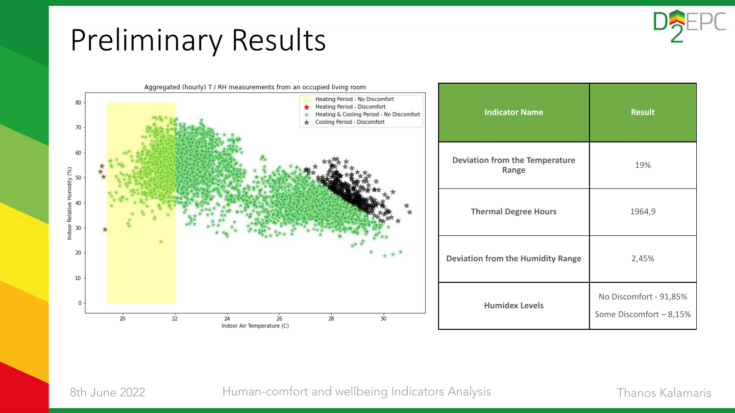# Preliminary Results

Aggregated (hourly) T / RH measurements from an occupied living room

Heating Period - No Discomfort
Heating Period - Discomfort
Heating & Cooling Period - No Discomfort
Cooling Period - Discomfort

Indoor Relative Humidity (%)

0
10
20
30
40
50
60
70
80

Indoor Air Temperature (C)

20
22
24
26
28
30

| Indicator Name | Result |
|---|---|
| Deviation from the Temperature Range | 19% |
| Thermal Degree Hours | 1964,9 |
| Deviation from the Humidity Range | 2,45% |
| Humidex Levels | No Discomfort - 91,85%<br>Some Discomfort – 8,15% |

8th June 2022 Human-comfort and wellbeing Indicators Analysis Thanos Kalamaris